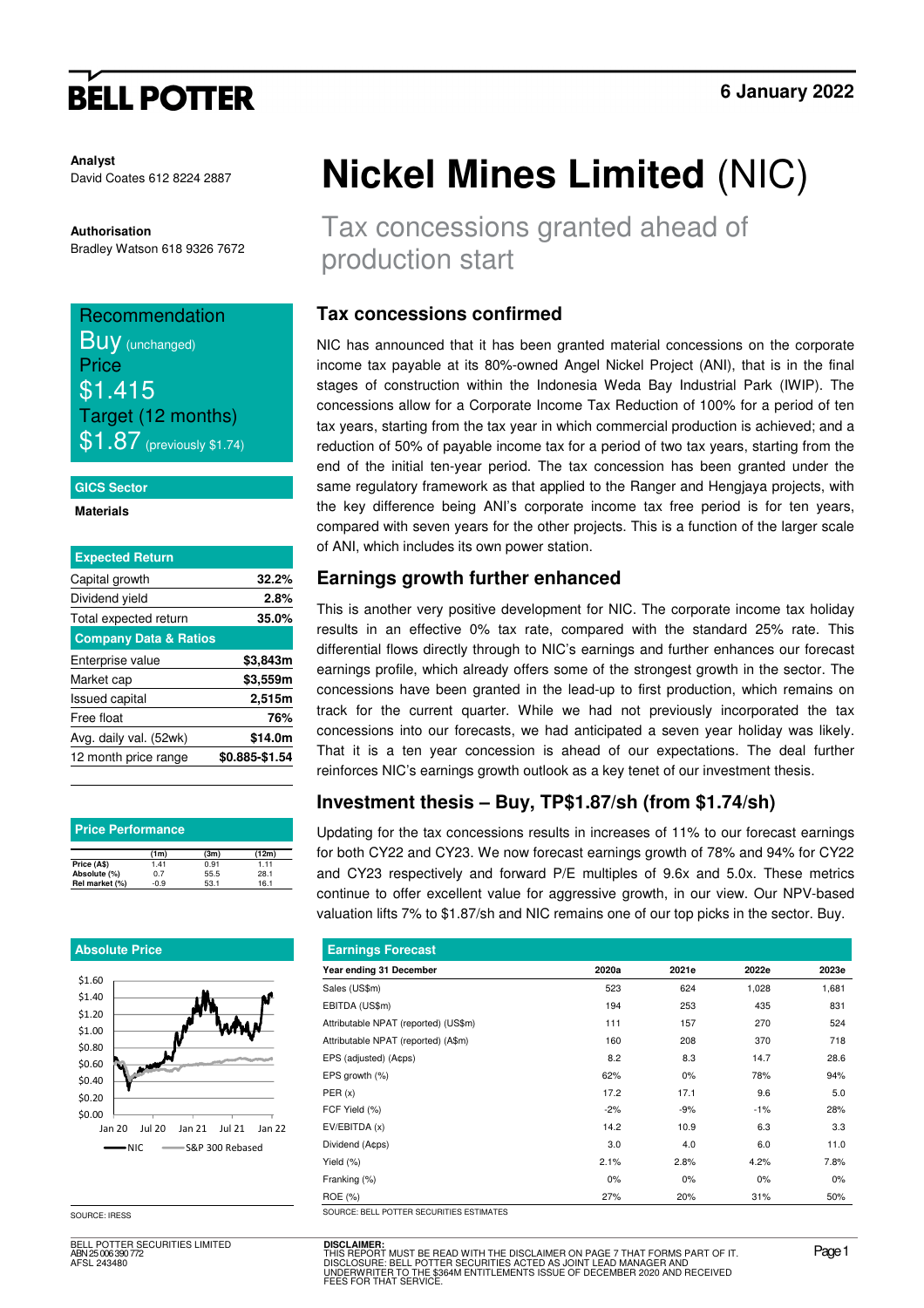# Nickel Mines Limited (NIC)

## Tax concessions granted ahead of production start

6 January 2022

**Analyst**
David Coates 612 8224 2887

**Authorisation**
Bradley Watson 618 9326 7672

**Recommendation**
Buy (unchanged)
**Price**
$1.415
**Target (12 months)**
$1.87 (previously $1.74)

**GICS Sector**
Materials

| Expected Return | |
|---|---|
| Capital growth | 32.2% |
| Dividend yield | 2.8% |
| Total expected return | 35.0% |

| Company Data & Ratios | |
|---|---|
| Enterprise value | $3,843m |
| Market cap | $3,559m |
| Issued capital | 2,515m |
| Free float | 76% |
| Avg. daily val. (52wk) | $14.0m |
| 12 month price range | $0.885-$1.54 |

**Price Performance**

| | (1m) | (3m) | (12m) |
|---|---|---|---|
| Price (A$) | 1.41 | 0.91 | 1.11 |
| Absolute (%) | 0.7 | 55.5 | 28.1 |
| Rel market (%) | -0.9 | 53.1 | 16.1 |

**Absolute Price**

SOURCE: IRESS

### Tax concessions confirmed

NIC has announced that it has been granted material concessions on the corporate income tax payable at its 80%-owned Angel Nickel Project (ANI), that is in the final stages of construction within the Indonesia Weda Bay Industrial Park (IWIP). The concessions allow for a Corporate Income Tax Reduction of 100% for a period of ten tax years, starting from the tax year in which commercial production is achieved; and a reduction of 50% of payable income tax for a period of two tax years, starting from the end of the initial ten-year period. The tax concession has been granted under the same regulatory framework as that applied to the Ranger and Hengjaya projects, with the key difference being ANI's corporate income tax free period is for ten years, compared with seven years for the other projects. This is a function of the larger scale of ANI, which includes its own power station.

### Earnings growth further enhanced

This is another very positive development for NIC. The corporate income tax holiday results in an effective 0% tax rate, compared with the standard 25% rate. This differential flows directly through to NIC's earnings and further enhances our forecast earnings profile, which already offers some of the strongest growth in the sector. The concessions have been granted in the lead-up to first production, which remains on track for the current quarter. While we had not previously incorporated the tax concessions into our forecasts, we had anticipated a seven year holiday was likely. That it is a ten year concession is ahead of our expectations. The deal further reinforces NIC's earnings growth outlook as a key tenet of our investment thesis.

### Investment thesis – Buy, TP$1.87/sh (from $1.74/sh)

Updating for the tax concessions results in increases of 11% to our forecast earnings for both CY22 and CY23. We now forecast earnings growth of 78% and 94% for CY22 and CY23 respectively and forward P/E multiples of 9.6x and 5.0x. These metrics continue to offer excellent value for aggressive growth, in our view. Our NPV-based valuation lifts 7% to $1.87/sh and NIC remains one of our top picks in the sector. Buy.

**Earnings Forecast**

| Year ending 31 December | 2020a | 2021e | 2022e | 2023e |
|---|---|---|---|---|
| Sales (US$m) | 523 | 624 | 1,028 | 1,681 |
| EBITDA (US$m) | 194 | 253 | 435 | 831 |
| Attributable NPAT (reported) (US$m) | 111 | 157 | 270 | 524 |
| Attributable NPAT (reported) (A$m) | 160 | 208 | 370 | 718 |
| EPS (adjusted) (A¢ps) | 8.2 | 8.3 | 14.7 | 28.6 |
| EPS growth (%) | 62% | 0% | 78% | 94% |
| PER (x) | 17.2 | 17.1 | 9.6 | 5.0 |
| FCF Yield (%) | -2% | -9% | -1% | 28% |
| EV/EBITDA (x) | 14.2 | 10.9 | 6.3 | 3.3 |
| Dividend (A¢ps) | 3.0 | 4.0 | 6.0 | 11.0 |
| Yield (%) | 2.1% | 2.8% | 4.2% | 7.8% |
| Franking (%) | 0% | 0% | 0% | 0% |
| ROE (%) | 27% | 20% | 31% | 50% |

SOURCE: BELL POTTER SECURITIES ESTIMATES

BELL POTTER SECURITIES LIMITED
ABN 25 006 390 772
AFSL 243480

**DISCLAIMER:**
THIS REPORT MUST BE READ WITH THE DISCLAIMER ON PAGE 7 THAT FORMS PART OF IT.
DISCLOSURE: BELL POTTER SECURITIES ACTED AS JOINT LEAD MANAGER AND UNDERWRITER TO THE $364M ENTITLEMENTS ISSUE OF DECEMBER 2020 AND RECEIVED FEES FOR THAT SERVICE.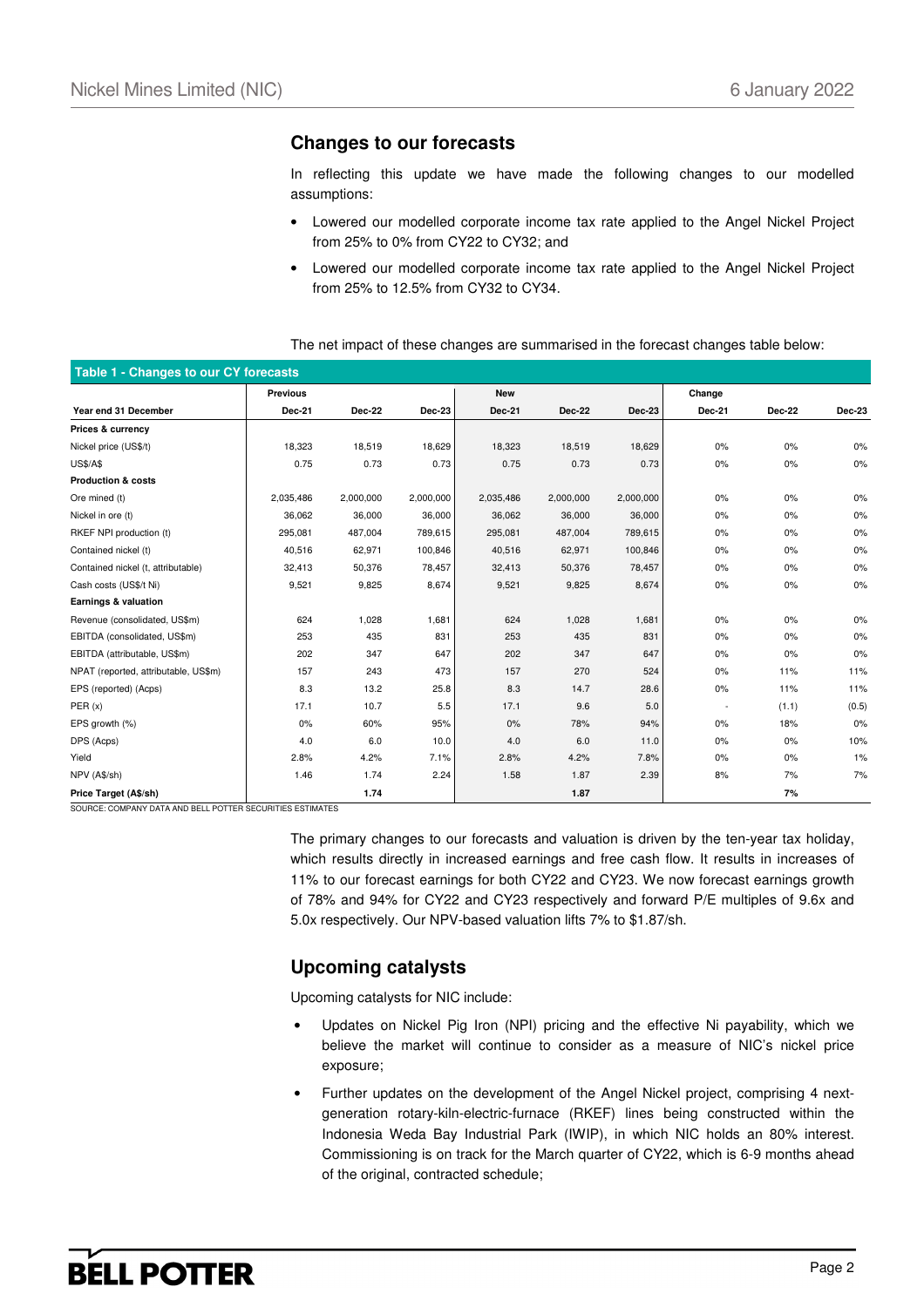## Changes to our forecasts

In reflecting this update we have made the following changes to our modelled assumptions:

- Lowered our modelled corporate income tax rate applied to the Angel Nickel Project from 25% to 0% from CY22 to CY32; and
- Lowered our modelled corporate income tax rate applied to the Angel Nickel Project from 25% to 12.5% from CY32 to CY34.

The net impact of these changes are summarised in the forecast changes table below:

**Table 1 - Changes to our CY forecasts**

| | Previous | | | New | | | Change | | |
|---|---|---|---|---|---|---|---|---|---|
| **Year end 31 December** | **Dec-21** | **Dec-22** | **Dec-23** | **Dec-21** | **Dec-22** | **Dec-23** | **Dec-21** | **Dec-22** | **Dec-23** |
| **Prices & currency** | | | | | | | | | |
| Nickel price (US$/t) | 18,323 | 18,519 | 18,629 | 18,323 | 18,519 | 18,629 | 0% | 0% | 0% |
| US$/A$ | 0.75 | 0.73 | 0.73 | 0.75 | 0.73 | 0.73 | 0% | 0% | 0% |
| **Production & costs** | | | | | | | | | |
| Ore mined (t) | 2,035,486 | 2,000,000 | 2,000,000 | 2,035,486 | 2,000,000 | 2,000,000 | 0% | 0% | 0% |
| Nickel in ore (t) | 36,062 | 36,000 | 36,000 | 36,062 | 36,000 | 36,000 | 0% | 0% | 0% |
| RKEF NPI production (t) | 295,081 | 487,004 | 789,615 | 295,081 | 487,004 | 789,615 | 0% | 0% | 0% |
| Contained nickel (t) | 40,516 | 62,971 | 100,846 | 40,516 | 62,971 | 100,846 | 0% | 0% | 0% |
| Contained nickel (t, attributable) | 32,413 | 50,376 | 78,457 | 32,413 | 50,376 | 78,457 | 0% | 0% | 0% |
| Cash costs (US$/t Ni) | 9,521 | 9,825 | 8,674 | 9,521 | 9,825 | 8,674 | 0% | 0% | 0% |
| **Earnings & valuation** | | | | | | | | | |
| Revenue (consolidated, US$m) | 624 | 1,028 | 1,681 | 624 | 1,028 | 1,681 | 0% | 0% | 0% |
| EBITDA (consolidated, US$m) | 253 | 435 | 831 | 253 | 435 | 831 | 0% | 0% | 0% |
| EBITDA (attributable, US$m) | 202 | 347 | 647 | 202 | 347 | 647 | 0% | 0% | 0% |
| NPAT (reported, attributable, US$m) | 157 | 243 | 473 | 157 | 270 | 524 | 0% | 11% | 11% |
| EPS (reported) (Acps) | 8.3 | 13.2 | 25.8 | 8.3 | 14.7 | 28.6 | 0% | 11% | 11% |
| PER (x) | 17.1 | 10.7 | 5.5 | 17.1 | 9.6 | 5.0 | - | (1.1) | (0.5) |
| EPS growth (%) | 0% | 60% | 95% | 0% | 78% | 94% | 0% | 18% | 0% |
| DPS (Acps) | 4.0 | 6.0 | 10.0 | 4.0 | 6.0 | 11.0 | 0% | 0% | 10% |
| Yield | 2.8% | 4.2% | 7.1% | 2.8% | 4.2% | 7.8% | 0% | 0% | 1% |
| NPV (A$/sh) | 1.46 | 1.74 | 2.24 | 1.58 | 1.87 | 2.39 | 8% | 7% | 7% |
| **Price Target (A$/sh)** | | **1.74** | | | **1.87** | | | **7%** | |

SOURCE: COMPANY DATA AND BELL POTTER SECURITIES ESTIMATES

The primary changes to our forecasts and valuation is driven by the ten-year tax holiday, which results directly in increased earnings and free cash flow. It results in increases of 11% to our forecast earnings for both CY22 and CY23. We now forecast earnings growth of 78% and 94% for CY22 and CY23 respectively and forward P/E multiples of 9.6x and 5.0x respectively. Our NPV-based valuation lifts 7% to $1.87/sh.

## Upcoming catalysts

Upcoming catalysts for NIC include:

- Updates on Nickel Pig Iron (NPI) pricing and the effective Ni payability, which we believe the market will continue to consider as a measure of NIC's nickel price exposure;
- Further updates on the development of the Angel Nickel project, comprising 4 next-generation rotary-kiln-electric-furnace (RKEF) lines being constructed within the Indonesia Weda Bay Industrial Park (IWIP), in which NIC holds an 80% interest. Commissioning is on track for the March quarter of CY22, which is 6-9 months ahead of the original, contracted schedule;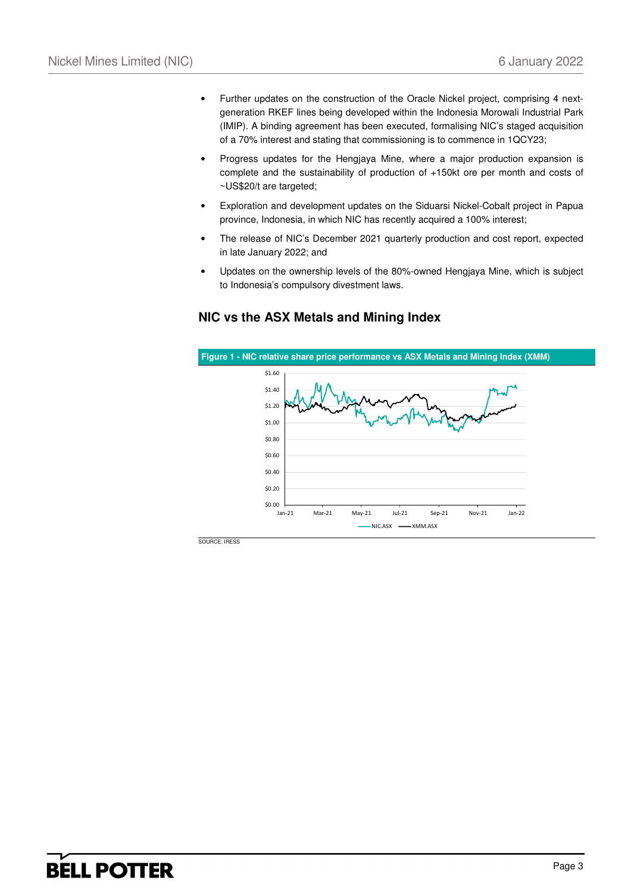- Further updates on the construction of the Oracle Nickel project, comprising 4 next-generation RKEF lines being developed within the Indonesia Morowali Industrial Park (IMIP). A binding agreement has been executed, formalising NIC's staged acquisition of a 70% interest and stating that commissioning is to commence in 1QCY23;
- Progress updates for the Hengjaya Mine, where a major production expansion is complete and the sustainability of production of +150kt ore per month and costs of ~US$20/t are targeted;
- Exploration and development updates on the Siduarsi Nickel-Cobalt project in Papua province, Indonesia, in which NIC has recently acquired a 100% interest;
- The release of NIC's December 2021 quarterly production and cost report, expected in late January 2022; and
- Updates on the ownership levels of the 80%-owned Hengjaya Mine, which is subject to Indonesia's compulsory divestment laws.

## NIC vs the ASX Metals and Mining Index

**Figure 1 - NIC relative share price performance vs ASX Metals and Mining Index (XMM)**

SOURCE: IRESS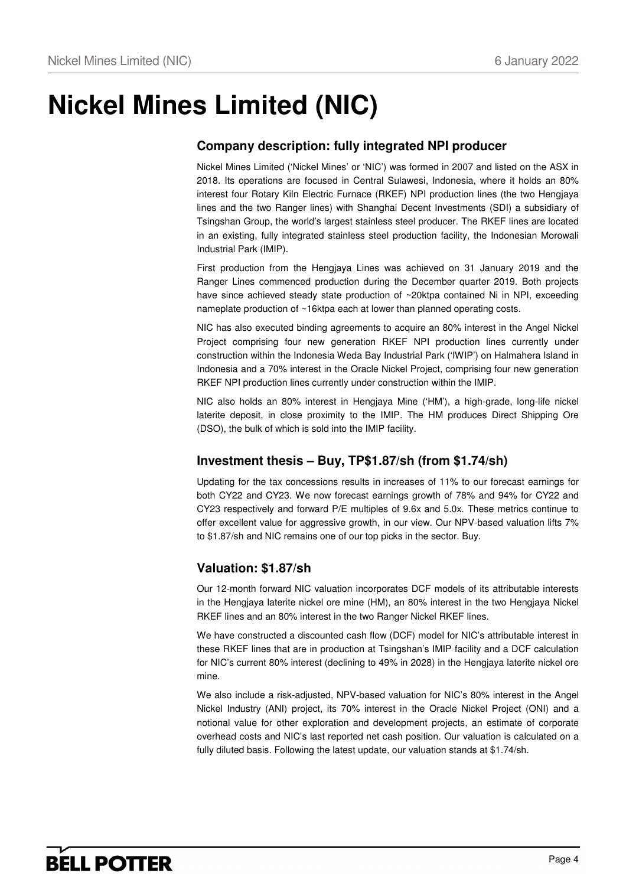# Nickel Mines Limited (NIC)

## Company description: fully integrated NPI producer

Nickel Mines Limited ('Nickel Mines' or 'NIC') was formed in 2007 and listed on the ASX in 2018. Its operations are focused in Central Sulawesi, Indonesia, where it holds an 80% interest four Rotary Kiln Electric Furnace (RKEF) NPI production lines (the two Hengjaya lines and the two Ranger lines) with Shanghai Decent Investments (SDI) a subsidiary of Tsingshan Group, the world's largest stainless steel producer. The RKEF lines are located in an existing, fully integrated stainless steel production facility, the Indonesian Morowali Industrial Park (IMIP).

First production from the Hengjaya Lines was achieved on 31 January 2019 and the Ranger Lines commenced production during the December quarter 2019. Both projects have since achieved steady state production of ~20ktpa contained Ni in NPI, exceeding nameplate production of ~16ktpa each at lower than planned operating costs.

NIC has also executed binding agreements to acquire an 80% interest in the Angel Nickel Project comprising four new generation RKEF NPI production lines currently under construction within the Indonesia Weda Bay Industrial Park ('IWIP') on Halmahera Island in Indonesia and a 70% interest in the Oracle Nickel Project, comprising four new generation RKEF NPI production lines currently under construction within the IMIP.

NIC also holds an 80% interest in Hengjaya Mine ('HM'), a high-grade, long-life nickel laterite deposit, in close proximity to the IMIP. The HM produces Direct Shipping Ore (DSO), the bulk of which is sold into the IMIP facility.

## Investment thesis – Buy, TP$1.87/sh (from $1.74/sh)

Updating for the tax concessions results in increases of 11% to our forecast earnings for both CY22 and CY23. We now forecast earnings growth of 78% and 94% for CY22 and CY23 respectively and forward P/E multiples of 9.6x and 5.0x. These metrics continue to offer excellent value for aggressive growth, in our view. Our NPV-based valuation lifts 7% to $1.87/sh and NIC remains one of our top picks in the sector. Buy.

## Valuation: $1.87/sh

Our 12-month forward NIC valuation incorporates DCF models of its attributable interests in the Hengjaya laterite nickel ore mine (HM), an 80% interest in the two Hengjaya Nickel RKEF lines and an 80% interest in the two Ranger Nickel RKEF lines.

We have constructed a discounted cash flow (DCF) model for NIC's attributable interest in these RKEF lines that are in production at Tsingshan's IMIP facility and a DCF calculation for NIC's current 80% interest (declining to 49% in 2028) in the Hengjaya laterite nickel ore mine.

We also include a risk-adjusted, NPV-based valuation for NIC's 80% interest in the Angel Nickel Industry (ANI) project, its 70% interest in the Oracle Nickel Project (ONI) and a notional value for other exploration and development projects, an estimate of corporate overhead costs and NIC's last reported net cash position. Our valuation is calculated on a fully diluted basis. Following the latest update, our valuation stands at $1.74/sh.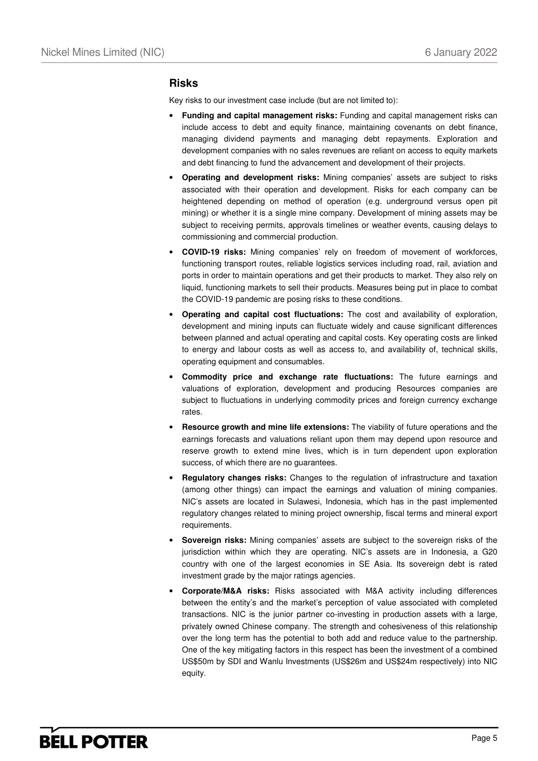## Risks

Key risks to our investment case include (but are not limited to):

- **Funding and capital management risks:** Funding and capital management risks can include access to debt and equity finance, maintaining covenants on debt finance, managing dividend payments and managing debt repayments. Exploration and development companies with no sales revenues are reliant on access to equity markets and debt financing to fund the advancement and development of their projects.
- **Operating and development risks:** Mining companies' assets are subject to risks associated with their operation and development. Risks for each company can be heightened depending on method of operation (e.g. underground versus open pit mining) or whether it is a single mine company. Development of mining assets may be subject to receiving permits, approvals timelines or weather events, causing delays to commissioning and commercial production.
- **COVID-19 risks:** Mining companies' rely on freedom of movement of workforces, functioning transport routes, reliable logistics services including road, rail, aviation and ports in order to maintain operations and get their products to market. They also rely on liquid, functioning markets to sell their products. Measures being put in place to combat the COVID-19 pandemic are posing risks to these conditions.
- **Operating and capital cost fluctuations:** The cost and availability of exploration, development and mining inputs can fluctuate widely and cause significant differences between planned and actual operating and capital costs. Key operating costs are linked to energy and labour costs as well as access to, and availability of, technical skills, operating equipment and consumables.
- **Commodity price and exchange rate fluctuations:** The future earnings and valuations of exploration, development and producing Resources companies are subject to fluctuations in underlying commodity prices and foreign currency exchange rates.
- **Resource growth and mine life extensions:** The viability of future operations and the earnings forecasts and valuations reliant upon them may depend upon resource and reserve growth to extend mine lives, which is in turn dependent upon exploration success, of which there are no guarantees.
- **Regulatory changes risks:** Changes to the regulation of infrastructure and taxation (among other things) can impact the earnings and valuation of mining companies. NIC's assets are located in Sulawesi, Indonesia, which has in the past implemented regulatory changes related to mining project ownership, fiscal terms and mineral export requirements.
- **Sovereign risks:** Mining companies' assets are subject to the sovereign risks of the jurisdiction within which they are operating. NIC's assets are in Indonesia, a G20 country with one of the largest economies in SE Asia. Its sovereign debt is rated investment grade by the major ratings agencies.
- **Corporate/M&A risks:** Risks associated with M&A activity including differences between the entity's and the market's perception of value associated with completed transactions. NIC is the junior partner co-investing in production assets with a large, privately owned Chinese company. The strength and cohesiveness of this relationship over the long term has the potential to both add and reduce value to the partnership. One of the key mitigating factors in this respect has been the investment of a combined US$50m by SDI and Wanlu Investments (US$26m and US$24m respectively) into NIC equity.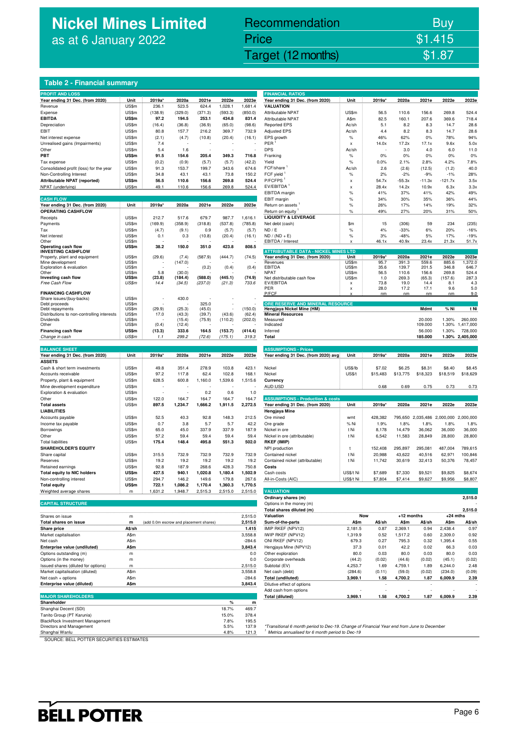# Nickel Mines Limited
as at 6 January 2022

| Recommendation | Buy |
|---|---|
| Price | $1.415 |
| Target (12 months) | $1.87 |

## Table 2 - Financial summary

### PROFIT AND LOSS

| Year ending 31 Dec. (from 2020) | Unit | 2019a* | 2020a | 2021e | 2022e | 2023e |
|---|---|---|---|---|---|---|
| Revenue | US$m | 236.1 | 523.5 | 624.4 | 1,028.1 | 1,681.4 |
| Expense | US$m | (138.9) | (329.0) | (371.3) | (593.3) | (850.0) |
| **EBITDA** | **US$m** | **97.2** | **194.5** | **253.1** | **434.8** | **831.4** |
| Depreciation | US$m | (16.4) | (36.8) | (36.9) | (65.0) | (98.6) |
| EBIT | US$m | 80.8 | 157.7 | 216.2 | 369.7 | 732.9 |
| Net interest expense | US$m | (2.1) | (4.7) | (10.8) | (20.4) | (16.1) |
| Unrealised gains (Impairments) | US$m | 7.4 | - | - | - | - |
| Other | US$m | 5.4 | 1.6 | - | - | - |
| **PBT** | **US$m** | **91.5** | **154.6** | **205.4** | **349.3** | **716.8** |
| Tax expense | US$m | (0.2) | (0.9) | (5.7) | (5.7) | (42.2) |
| Consolidated profit (loss) for the year | US$m | 91.3 | 153.7 | 199.7 | 343.6 | 674.6 |
| Non-Controlling Interest | US$m | 34.8 | 43.1 | 43.1 | 73.8 | 150.2 |
| **Attributable NPAT (reported)** | **US$m** | **56.5** | **110.6** | **156.6** | **269.8** | **524.4** |
| NPAT (underlying) | US$m | 49.1 | 110.6 | 156.6 | 269.8 | 524.4 |

### CASH FLOW

| Year ending 31 Dec. (from 2020) | Unit | 2019a* | 2020a | 2021e | 2022e | 2023e |
|---|---|---|---|---|---|---|
| **OPERATING CASHFLOW** | | | | | | |
| Receipts | US$m | 212.7 | 517.6 | 679.7 | 987.7 | 1,616.1 |
| Payments | US$m | (169.9) | (358.9) | (318.8) | (537.8) | (785.8) |
| Tax | US$m | (4.7) | (9.1) | 0.9 | (5.7) | (5.7) |
| Net interest | US$m | 0.1 | 0.3 | (10.8) | (20.4) | (16.1) |
| Other | US$m | - | - | - | - | - |
| **Operating cash flow** | **US$m** | **38.2** | **150.0** | **351.0** | **423.8** | **808.5** |
| **INVESTING CASHFLOW** | | | | | | |
| Property, plant and equipment | US$m | (29.6) | (7.4) | (587.9) | (444.7) | (74.5) |
| Mine development | US$m | - | (147.0) | - | - | - |
| Exploration & evaluation | US$m | - | - | (0.2) | (0.4) | (0.4) |
| Other | US$m | 5.8 | (30.0) | - | - | - |
| **Investing cash flow** | **US$m** | **(23.8)** | **(184.4)** | **(588.0)** | **(445.1)** | **(74.9)** |
| *Free Cash Flow* | *US$m* | *14.4* | *(34.5)* | *(237.0)* | *(21.3)* | *733.6* |
| **FINANCING CASHFLOW** | | | | | | |
| Share issues/(buy-backs) | US$m | - | 430.0 | - | - | - |
| Debt proceeds | US$m | - | - | 325.0 | - | - |
| Debt repayments | US$m | (29.9) | (25.3) | (45.0) | - | (150.0) |
| Distributions to non-controlling interests | US$m | 17.0 | (43.3) | (39.7) | (43.6) | (62.4) |
| Dividends | US$m | - | (15.4) | (75.9) | (110.2) | (202.0) |
| Other | US$m | (0.4) | (12.4) | - | - | - |
| **Financing cash flow** | **US$m** | **(13.3)** | **333.6** | **164.5** | **(153.7)** | **(414.4)** |
| *Change in cash* | *US$m* | *1.1* | *299.2* | *(72.6)* | *(175.1)* | *319.3* |

### BALANCE SHEET

| Year ending 31 Dec. (from 2020) | Unit | 2019a* | 2020a | 2021e | 2022e | 2023e |
|---|---|---|---|---|---|---|
| **ASSETS** | | | | | | |
| Cash & short term investments | US$m | 49.8 | 351.4 | 278.9 | 103.8 | 423.1 |
| Accounts receivable | US$m | 97.2 | 117.8 | 62.4 | 102.8 | 168.1 |
| Property, plant & equipment | US$m | 628.5 | 600.8 | 1,160.0 | 1,539.6 | 1,515.6 |
| Mine development expenditure | US$m | - | - | - | - | - |
| Exploration & evaluation | US$m | - | - | 0.2 | 0.6 | 1.0 |
| Other | US$m | 122.0 | 164.7 | 164.7 | 164.7 | 164.7 |
| **Total assets** | **US$m** | **897.5** | **1,234.7** | **1,666.2** | **1,911.5** | **2,272.5** |
| **LIABILITIES** | | | | | | |
| Accounts payable | US$m | 52.5 | 40.3 | 92.8 | 148.3 | 212.5 |
| Income tax payable | US$m | 0.7 | 3.8 | 5.7 | 5.7 | 42.2 |
| Borrowings | US$m | 65.0 | 45.0 | 337.9 | 337.9 | 187.9 |
| Other | US$m | 57.2 | 59.4 | 59.4 | 59.4 | 59.4 |
| Total liabilities | US$m | 175.4 | 148.4 | 495.8 | 551.3 | 502.0 |
| **SHAREHOLDER'S EQUITY** | | | | | | |
| Share capital | US$m | 315.5 | 732.9 | 732.9 | 732.9 | 732.9 |
| Reserves | US$m | 19.2 | 19.2 | 19.2 | 19.2 | 19.2 |
| Retained earnings | US$m | 92.8 | 187.9 | 268.6 | 428.3 | 750.8 |
| **Total equity to NIC holders** | **US$m** | **427.5** | **940.1** | **1,020.8** | **1,180.4** | **1,502.9** |
| Non-controlling interest | US$m | 294.7 | 146.2 | 149.6 | 179.8 | 267.6 |
| **Total equity** | **US$m** | **722.1** | **1,086.2** | **1,170.4** | **1,360.3** | **1,770.5** |
| Weighted average shares | m | 1,631.2 | 1,948.7 | 2,515.3 | 2,515.0 | 2,515.0 |

### CAPITAL STRUCTURE

| | | | |
|---|---|---|---|
| Shares on issue | m | | 2,515.0 |
| **Total shares on issue** | **m** | (add 0.0m escrow and placement shares) | **2,515.0** |
| **Share price** | **A$/sh** | | **1.415** |
| Market capitalisation | A$m | | 3,558.8 |
| Net cash | A$m | | -284.6 |
| **Enterprise value (undiluted)** | **A$m** | | **3,843.4** |
| Options outstanding (m) | m | | 0.0 |
| Options (in the money) | m | | 0.0 |
| Issued shares (diluted for options) | m | | 2,515.0 |
| Market capitalisation (diluted) | A$m | | 3,558.8 |
| Net cash + options | A$m | | -284.6 |
| **Enterprise value (diluted)** | **A$m** | | **3,843.4** |

### MAJOR SHAREHOLDERS

| Shareholder | % | m |
|---|---|---|
| Shanghai Decent (SDI) | 18.7% | 469.7 |
| Tanito Group (PT Karunia) | 15.0% | 378.4 |
| BlackRock Investment Management | 7.8% | 195.5 |
| Directors and Management | 5.5% | 137.9 |
| Shanghai Wanlu | 4.8% | 121.3 |

### FINANCIAL RATIOS

| Year ending 31 Dec. (from 2020) | Unit | 2019a* | 2020a | 2021e | 2022e | 2023e |
|---|---|---|---|---|---|---|
| **VALUATION** | | | | | | |
| Attributable NPAT | US$m | 56.5 | 110.6 | 156.6 | 269.8 | 524.4 |
| Attributable NPAT | A$m | 82.5 | 160.1 | 207.6 | 369.6 | 718.4 |
| Reported EPS | Ac/sh | 5.1 | 8.2 | 8.3 | 14.7 | 28.6 |
| Adjusted EPS | Ac/sh | 4.4 | 8.2 | 8.3 | 14.7 | 28.6 |
| EPS growth | % | 46% | 62% | 0% | 78% | 94% |
| PER [1] | x | 14.0x | 17.2x | 17.1x | 9.6x | 5.0x |
| DPS | Ac/sh | - | 3.0 | 4.0 | 6.0 | 11.0 |
| Franking | % | 0% | 0% | 0% | 0% | 0% |
| Yield | % | 0.0% | 2.1% | 2.8% | 4.2% | 7.8% |
| FCF/share [1] | Ac/sh | 2.6 | (2.6) | (12.5) | (1.2) | 40.0 |
| FCF yield [1] | % | 2% | -2% | -9% | -1% | 28% |
| P/FCFPS [1] | x | 54.7x | -55.3x | -11.3x | -121.7x | 3.5x |
| EV/EBITDA [1] | x | 28.4x | 14.2x | 10.9x | 6.3x | 3.3x |
| EBITDA margin | % | 41% | 37% | 41% | 42% | 49% |
| EBIT margin | % | 34% | 30% | 35% | 36% | 44% |
| Return on assets [1] | % | 26% | 17% | 14% | 19% | 32% |
| Return on equity [1] | % | 49% | 27% | 20% | 31% | 50% |
| **LIQUIDITY & LEVERAGE** | | | | | | |
| Net debt (cash) | $m | 15 | (306) | 59 | 234 | (235) |
| ND / E | % | 4% | -33% | 6% | 20% | -16% |
| ND / (ND + E) | % | 3% | -48% | 5% | 17% | -19% |
| EBITDA / Interest | x | 46.1x | 40.9x | 23.4x | 21.3x | 51.7x |

### ATTRIBUTABLE DATA - NICKEL MINES LTD

| Year ending 31 Dec. (from 2020) | Unit | 2019a* | 2020a | 2021e | 2022e | 2023e |
|---|---|---|---|---|---|---|
| Revenues | US$m | 95.7 | 391.3 | 559.6 | 885.6 | 1,372.0 |
| EBITDA | US$m | 35.6 | 139.7 | 201.5 | 346.8 | 646.7 |
| NPAT | US$m | 56.5 | 110.6 | 156.6 | 269.8 | 524.4 |
| Net distributable cash flow | US$m | 1.0 | 269.3 | (65.3) | (157.6) | 287.3 |
| EV/EBITDA | x | 73.8 | 19.0 | 14.4 | 8.1 | 4.3 |
| PER | x | 28.0 | 17.2 | 17.1 | 9.6 | 5.0 |
| P/FCF | x | nm | nm | nm | nm | 9.0 |

### ORE RESERVE AND MINERAL RESOURCE

| Hengjaya Nickel Mine (HM) | Mdmt | % Ni | t Ni |
|---|---|---|---|
| **Mineral Resources** | | | |
| Measured | 20.000 | 1.30% | 260,000 |
| Indicated | 109.000 | 1.30% | 1,417,000 |
| Inferred | 56.000 | 1.30% | 728,000 |
| **Total** | **185.000** | **1.30%** | **2,405,000** |

### ASSUMPTIONS - Prices

| Year ending 31 Dec. (from 2020) avg | Unit | 2019a* | 2020a | 2021e | 2022e | 2023e |
|---|---|---|---|---|---|---|
| Nickel | US$/lb | $7.02 | $6.25 | $8.31 | $8.40 | $8.45 |
| Nickel | US$/t | $15,483 | $13,775 | $18,323 | $18,519 | $18,629 |
| **Currency** | | | | | | |
| AUD:USD | | 0.68 | 0.69 | 0.75 | 0.73 | 0.73 |

### ASSUMPTIONS - Production & costs

| Year ending 31 Dec. (from 2020) | Unit | 2019a* | 2020a | 2021e | 2022e | 2023e |
|---|---|---|---|---|---|---|
| **Hengjaya Mine** | | | | | | |
| Ore mined | wmt | 428,382 | 795,650 | 2,035,486 | 2,000,000 | 2,000,000 |
| Ore grade | % Ni | 1.9% | 1.8% | 1.8% | 1.8% | 1.8% |
| Nickel in ore | t Ni | 8,178 | 14,479 | 36,062 | 36,000 | 36,000 |
| Nickel in ore (attributable) | t Ni | 6,542 | 11,583 | 28,849 | 28,800 | 28,800 |
| **RKEF (IMIP)** | | | | | | |
| NPI production | t | 152,408 | 295,897 | 295,081 | 487,004 | 789,615 |
| Contained nickel | t Ni | 20,988 | 43,622 | 40,516 | 62,971 | 100,846 |
| Contained nickel (attributable) | t Ni | 11,742 | 30,619 | 32,413 | 50,376 | 78,457 |
| **Costs** | | | | | | |
| Cash costs | US$/t Ni | $7,689 | $7,330 | $9,521 | $9,825 | $8,674 |
| All-in-Costs (AIC) | US$/t Ni | $7,804 | $7,414 | $9,627 | $9,956 | $8,807 |

### VALUATION

| | Now | | +12 months | | +24 mths | |
|---|---|---|---|---|---|---|
| Ordinary shares (m) | | | | | | 2,515.0 |
| Options in the money (m) | | | | | | - |
| Total shares diluted (m) | | | | | | 2,515.0 |
| **Valuation** | **A$m** | **A$/sh** | **A$m** | **A$/sh** | **A$m** | **A$/sh** |
| Sum-of-the-parts | | | | | | |
| IMIP RKEF (NPV12) | 2,181.5 | 0.87 | 2,369.1 | 0.94 | 2,438.4 | 0.97 |
| IWIP RKEF (NPV12) | 1,319.9 | 0.52 | 1,517.2 | 0.60 | 2,309.0 | 0.92 |
| ONI RKEF (NPV12) | 679.3 | 0.27 | 795.3 | 0.32 | 1,395.4 | 0.55 |
| Hengjaya Mine (NPV12) | 37.3 | 0.01 | 42.2 | 0.02 | 66.3 | 0.03 |
| Other exploration | 80.0 | 0.03 | 80.0 | 0.03 | 80.0 | 0.03 |
| Corporate overheads | (44.2) | (0.02) | (44.6) | (0.02) | (45.1) | (0.02) |
| Subtotal (EV) | 4,253.7 | 1.69 | 4,759.1 | 1.89 | 6,244.0 | 2.48 |
| Net cash (debt) | (284.6) | (0.11) | (59.0) | (0.02) | (234.0) | (0.09) |
| **Total (undiluted)** | **3,969.1** | **1.58** | **4,700.2** | **1.87** | **6,009.9** | **2.39** |
| Dilutive effect of options | | - | | - | | - |
| Add cash from options | - | - | - | - | - | - |
| **Total (diluted)** | **3,969.1** | **1.58** | **4,700.2** | **1.87** | **6,009.9** | **2.39** |

*Transitional 6 month period to Dec-19. Change of Financial Year end from June to December

[1] Metrics annualised for 6 month period to Dec-19

SOURCE: BELL POTTER SECURITIES ESTIMATES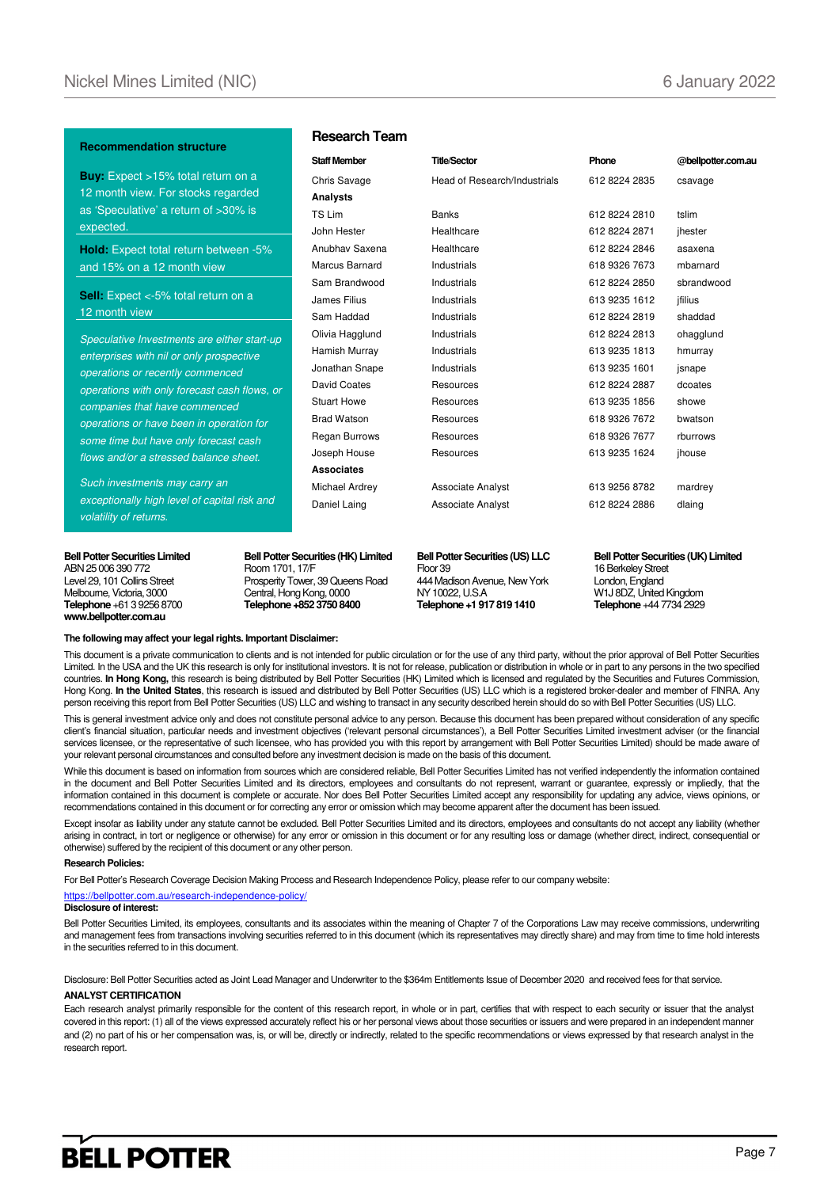**Recommendation structure**

**Buy:** Expect >15% total return on a 12 month view. For stocks regarded as 'Speculative' a return of >30% is expected.

**Hold:** Expect total return between -5% and 15% on a 12 month view

**Sell:** Expect <-5% total return on a 12 month view

*Speculative Investments are either start-up enterprises with nil or only prospective operations or recently commenced operations with only forecast cash flows, or companies that have commenced operations or have been in operation for some time but have only forecast cash flows and/or a stressed balance sheet.*

*Such investments may carry an exceptionally high level of capital risk and volatility of returns.*

## Research Team

| Staff Member | Title/Sector | Phone | @bellpotter.com.au |
|---|---|---|---|
| Chris Savage | Head of Research/Industrials | 612 8224 2835 | csavage |
| **Analysts** | | | |
| TS Lim | Banks | 612 8224 2810 | tslim |
| John Hester | Healthcare | 612 8224 2871 | jhester |
| Anubhav Saxena | Healthcare | 612 8224 2846 | asaxena |
| Marcus Barnard | Industrials | 618 9326 7673 | mbarnard |
| Sam Brandwood | Industrials | 612 8224 2850 | sbrandwood |
| James Filius | Industrials | 613 9235 1612 | jfilius |
| Sam Haddad | Industrials | 612 8224 2819 | shaddad |
| Olivia Hagglund | Industrials | 612 8224 2813 | ohagglund |
| Hamish Murray | Industrials | 613 9235 1813 | hmurray |
| Jonathan Snape | Industrials | 613 9235 1601 | jsnape |
| David Coates | Resources | 612 8224 2887 | dcoates |
| Stuart Howe | Resources | 613 9235 1856 | showe |
| Brad Watson | Resources | 618 9326 7672 | bwatson |
| Regan Burrows | Resources | 618 9326 7677 | rburrows |
| Joseph House | Resources | 613 9235 1624 | jhouse |
| **Associates** | | | |
| Michael Ardrey | Associate Analyst | 613 9256 8782 | mardrey |
| Daniel Laing | Associate Analyst | 612 8224 2886 | dlaing |

**Bell Potter Securities Limited**
ABN 25 006 390 772
Level 29, 101 Collins Street
Melbourne, Victoria, 3000
**Telephone** +61 3 9256 8700
**www.bellpotter.com.au**

**Bell Potter Securities (HK) Limited**
Room 1701, 17/F
Prosperity Tower, 39 Queens Road
Central, Hong Kong, 0000
**Telephone +852 3750 8400**

**Bell Potter Securities (US) LLC**
Floor 39
444 Madison Avenue, New York
NY 10022, U.S.A
**Telephone +1 917 819 1410**

**Bell Potter Securities (UK) Limited**
16 Berkeley Street
London, England
W1J 8DZ, United Kingdom
**Telephone** +44 7734 2929

**The following may affect your legal rights. Important Disclaimer:**

This document is a private communication to clients and is not intended for public circulation or for the use of any third party, without the prior approval of Bell Potter Securities Limited. In the USA and the UK this research is only for institutional investors. It is not for release, publication or distribution in whole or in part to any persons in the two specified countries. **In Hong Kong,** this research is being distributed by Bell Potter Securities (HK) Limited which is licensed and regulated by the Securities and Futures Commission, Hong Kong. **In the United States**, this research is issued and distributed by Bell Potter Securities (US) LLC which is a registered broker-dealer and member of FINRA. Any person receiving this report from Bell Potter Securities (US) LLC and wishing to transact in any security described herein should do so with Bell Potter Securities (US) LLC.

This is general investment advice only and does not constitute personal advice to any person. Because this document has been prepared without consideration of any specific client's financial situation, particular needs and investment objectives ('relevant personal circumstances'), a Bell Potter Securities Limited investment adviser (or the financial services licensee, or the representative of such licensee, who has provided you with this report by arrangement with Bell Potter Securities Limited) should be made aware of your relevant personal circumstances and consulted before any investment decision is made on the basis of this document.

While this document is based on information from sources which are considered reliable, Bell Potter Securities Limited has not verified independently the information contained in the document and Bell Potter Securities Limited and its directors, employees and consultants do not represent, warrant or guarantee, expressly or impliedly, that the information contained in this document is complete or accurate. Nor does Bell Potter Securities Limited accept any responsibility for updating any advice, views opinions, or recommendations contained in this document or for correcting any error or omission which may become apparent after the document has been issued.

Except insofar as liability under any statute cannot be excluded. Bell Potter Securities Limited and its directors, employees and consultants do not accept any liability (whether arising in contract, in tort or negligence or otherwise) for any error or omission in this document or for any resulting loss or damage (whether direct, indirect, consequential or otherwise) suffered by the recipient of this document or any other person.

**Research Policies:**

For Bell Potter's Research Coverage Decision Making Process and Research Independence Policy, please refer to our company website:

https://bellpotter.com.au/research-independence-policy/

**Disclosure of interest:**

Bell Potter Securities Limited, its employees, consultants and its associates within the meaning of Chapter 7 of the Corporations Law may receive commissions, underwriting and management fees from transactions involving securities referred to in this document (which its representatives may directly share) and may from time to time hold interests in the securities referred to in this document.

Disclosure: Bell Potter Securities acted as Joint Lead Manager and Underwriter to the $364m Entitlements Issue of December 2020 and received fees for that service.

**ANALYST CERTIFICATION**

Each research analyst primarily responsible for the content of this research report, in whole or in part, certifies that with respect to each security or issuer that the analyst covered in this report: (1) all of the views expressed accurately reflect his or her personal views about those securities or issuers and were prepared in an independent manner and (2) no part of his or her compensation was, is, or will be, directly or indirectly, related to the specific recommendations or views expressed by that research analyst in the research report.